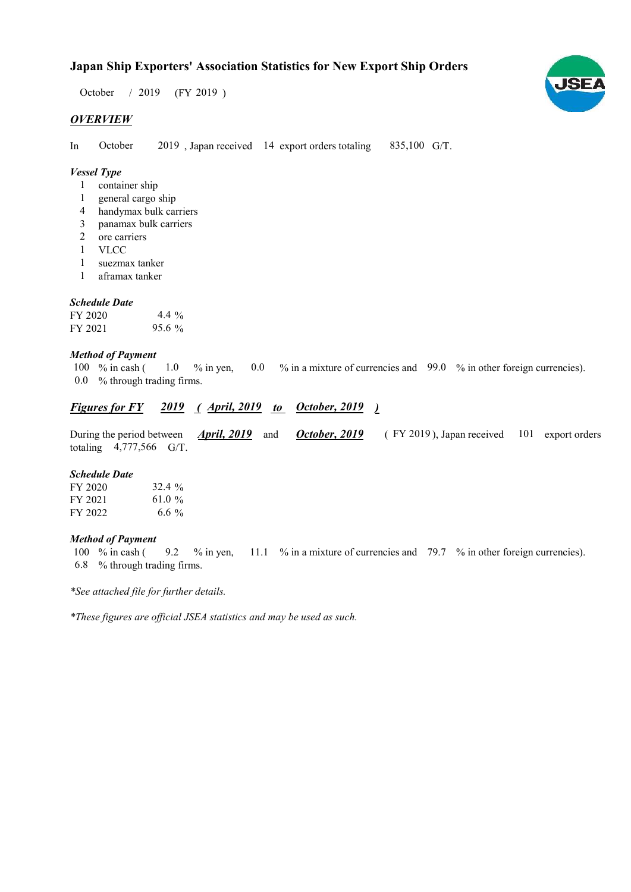# Japan Ship Exporters' Association Statistics for New Export Ship Orders

October / 2019 (FY 2019 )

## *OVERVIEW*

In October 2019 , Japan received 14 export orders totaling 835,100 G/T.

### *Vessel Type*

1 container ship
1 general cargo ship
4 handymax bulk carriers
3 panamax bulk carriers
2 ore carriers
1 VLCC
1 suezmax tanker
1 aframax tanker

### *Schedule Date*

| | |
|---|---|
| FY 2020 | 4.4 % |
| FY 2021 | 95.6 % |

### *Method of Payment*

100 % in cash ( 1.0 % in yen, 0.0 % in a mixture of currencies and 99.0 % in other foreign currencies).
0.0 % through trading firms.

## *Figures for FY 2019 ( April, 2019 to October, 2019 )*

During the period between *April, 2019* and *October, 2019* ( FY 2019 ), Japan received 101 export orders totaling 4,777,566 G/T.

### *Schedule Date*

| | |
|---|---|
| FY 2020 | 32.4 % |
| FY 2021 | 61.0 % |
| FY 2022 | 6.6 % |

### *Method of Payment*

100 % in cash ( 9.2 % in yen, 11.1 % in a mixture of currencies and 79.7 % in other foreign currencies).
6.8 % through trading firms.

*\*See attached file for further details.*

*\*These figures are official JSEA statistics and may be used as such.*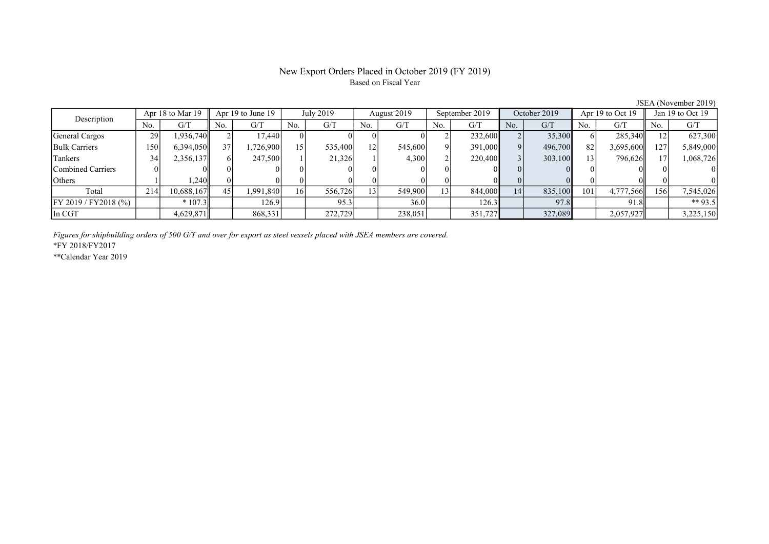# New Export Orders Placed in October 2019 (FY 2019)

Based on Fiscal Year

JSEA (November 2019)

| Description | Apr 18 to Mar 19 | | Apr 19 to June 19 | | July 2019 | | August 2019 | | September 2019 | | October 2019 | | Apr 19 to Oct 19 | | Jan 19 to Oct 19 | |
|---|---|---|---|---|---|---|---|---|---|---|---|---|---|---|---|---|
| | No. | G/T | No. | G/T | No. | G/T | No. | G/T | No. | G/T | No. | G/T | No. | G/T | No. | G/T |
| General Cargos | 29 | 1,936,740 | 2 | 17,440 | 0 | 0 | 0 | 0 | 2 | 232,600 | 2 | 35,300 | 6 | 285,340 | 12 | 627,300 |
| Bulk Carriers | 150 | 6,394,050 | 37 | 1,726,900 | 15 | 535,400 | 12 | 545,600 | 9 | 391,000 | 9 | 496,700 | 82 | 3,695,600 | 127 | 5,849,000 |
| Tankers | 34 | 2,356,137 | 6 | 247,500 | 1 | 21,326 | 1 | 4,300 | 2 | 220,400 | 3 | 303,100 | 13 | 796,626 | 17 | 1,068,726 |
| Combined Carriers | 0 | 0 | 0 | 0 | 0 | 0 | 0 | 0 | 0 | 0 | 0 | 0 | 0 | 0 | 0 | 0 |
| Others | 1 | 1,240 | 0 | 0 | 0 | 0 | 0 | 0 | 0 | 0 | 0 | 0 | 0 | 0 | 0 | 0 |
| Total | 214 | 10,688,167 | 45 | 1,991,840 | 16 | 556,726 | 13 | 549,900 | 13 | 844,000 | 14 | 835,100 | 101 | 4,777,566 | 156 | 7,545,026 |
| FY 2019 / FY2018 (%) | | * 107.3 | | 126.9 | | 95.3 | | 36.0 | | 126.3 | | 97.8 | | 91.8 | | ** 93.5 |
| In CGT | | 4,629,871 | | 868,331 | | 272,729 | | 238,051 | | 351,727 | | 327,089 | | 2,057,927 | | 3,225,150 |

*Figures for shipbuilding orders of 500 G/T and over for export as steel vessels placed with JSEA members are covered.*

*FY 2018/FY2017

**Calendar Year 2019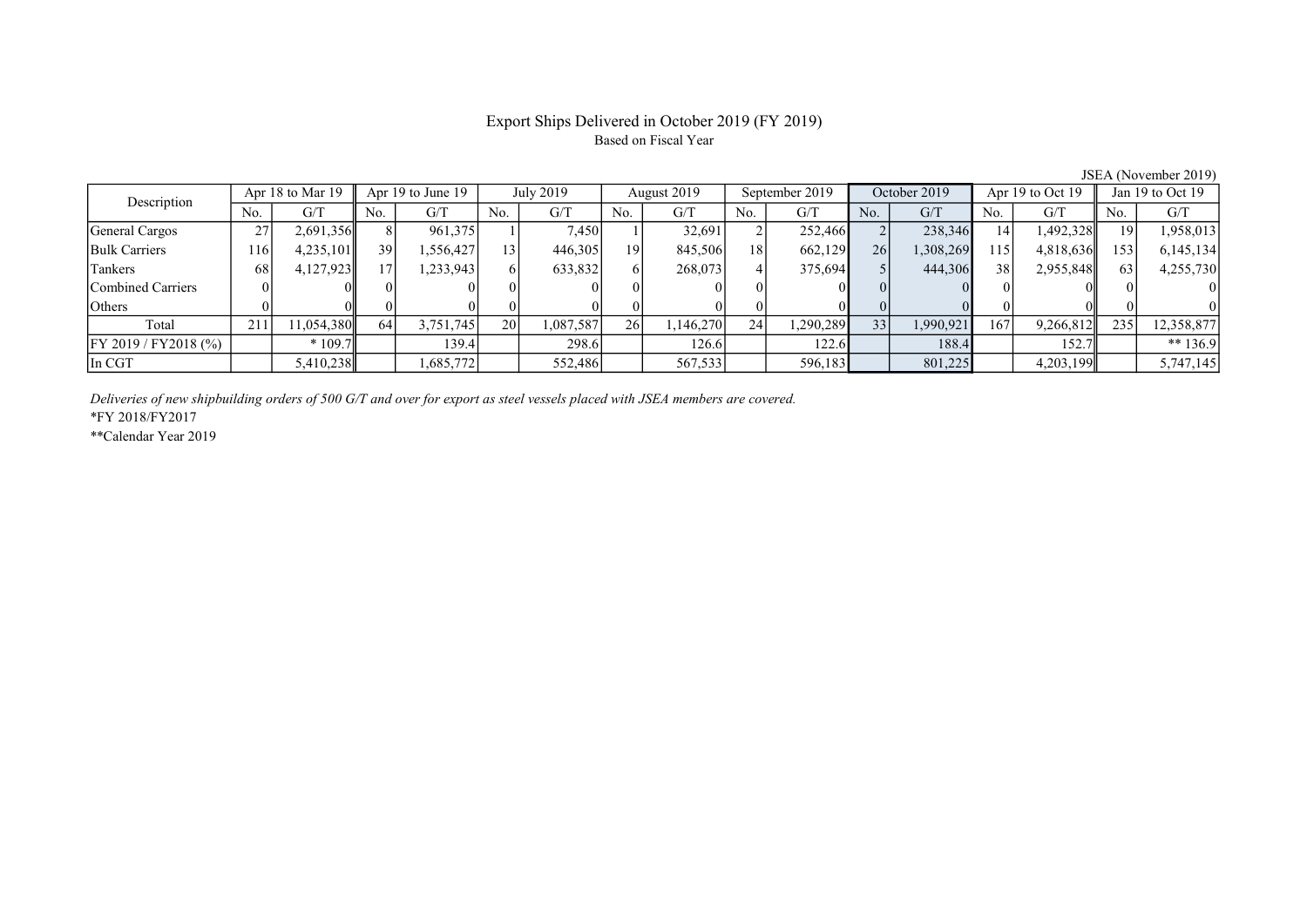# Export Ships Delivered in October 2019 (FY 2019)

Based on Fiscal Year

JSEA (November 2019)

| Description | Apr 18 to Mar 19 | | Apr 19 to June 19 | | July 2019 | | August 2019 | | September 2019 | | October 2019 | | Apr 19 to Oct 19 | | Jan 19 to Oct 19 | |
|---|---|---|---|---|---|---|---|---|---|---|---|---|---|---|---|---|
| | No. | G/T | No. | G/T | No. | G/T | No. | G/T | No. | G/T | No. | G/T | No. | G/T | No. | G/T |
| General Cargos | 27 | 2,691,356 | 8 | 961,375 | 1 | 7,450 | 1 | 32,691 | 2 | 252,466 | 2 | 238,346 | 14 | 1,492,328 | 19 | 1,958,013 |
| Bulk Carriers | 116 | 4,235,101 | 39 | 1,556,427 | 13 | 446,305 | 19 | 845,506 | 18 | 662,129 | 26 | 1,308,269 | 115 | 4,818,636 | 153 | 6,145,134 |
| Tankers | 68 | 4,127,923 | 17 | 1,233,943 | 6 | 633,832 | 6 | 268,073 | 4 | 375,694 | 5 | 444,306 | 38 | 2,955,848 | 63 | 4,255,730 |
| Combined Carriers | 0 | 0 | 0 | 0 | 0 | 0 | 0 | 0 | 0 | 0 | 0 | 0 | 0 | 0 | 0 | 0 |
| Others | 0 | 0 | 0 | 0 | 0 | 0 | 0 | 0 | 0 | 0 | 0 | 0 | 0 | 0 | 0 | 0 |
| Total | 211 | 11,054,380 | 64 | 3,751,745 | 20 | 1,087,587 | 26 | 1,146,270 | 24 | 1,290,289 | 33 | 1,990,921 | 167 | 9,266,812 | 235 | 12,358,877 |
| FY 2019 / FY2018 (%) | | * 109.7 | | 139.4 | | 298.6 | | 126.6 | | 122.6 | | 188.4 | | 152.7 | | ** 136.9 |
| In CGT | | 5,410,238 | | 1,685,772 | | 552,486 | | 567,533 | | 596,183 | | 801,225 | | 4,203,199 | | 5,747,145 |

*Deliveries of new shipbuilding orders of 500 G/T and over for export as steel vessels placed with JSEA members are covered.*

*FY 2018/FY2017

**Calendar Year 2019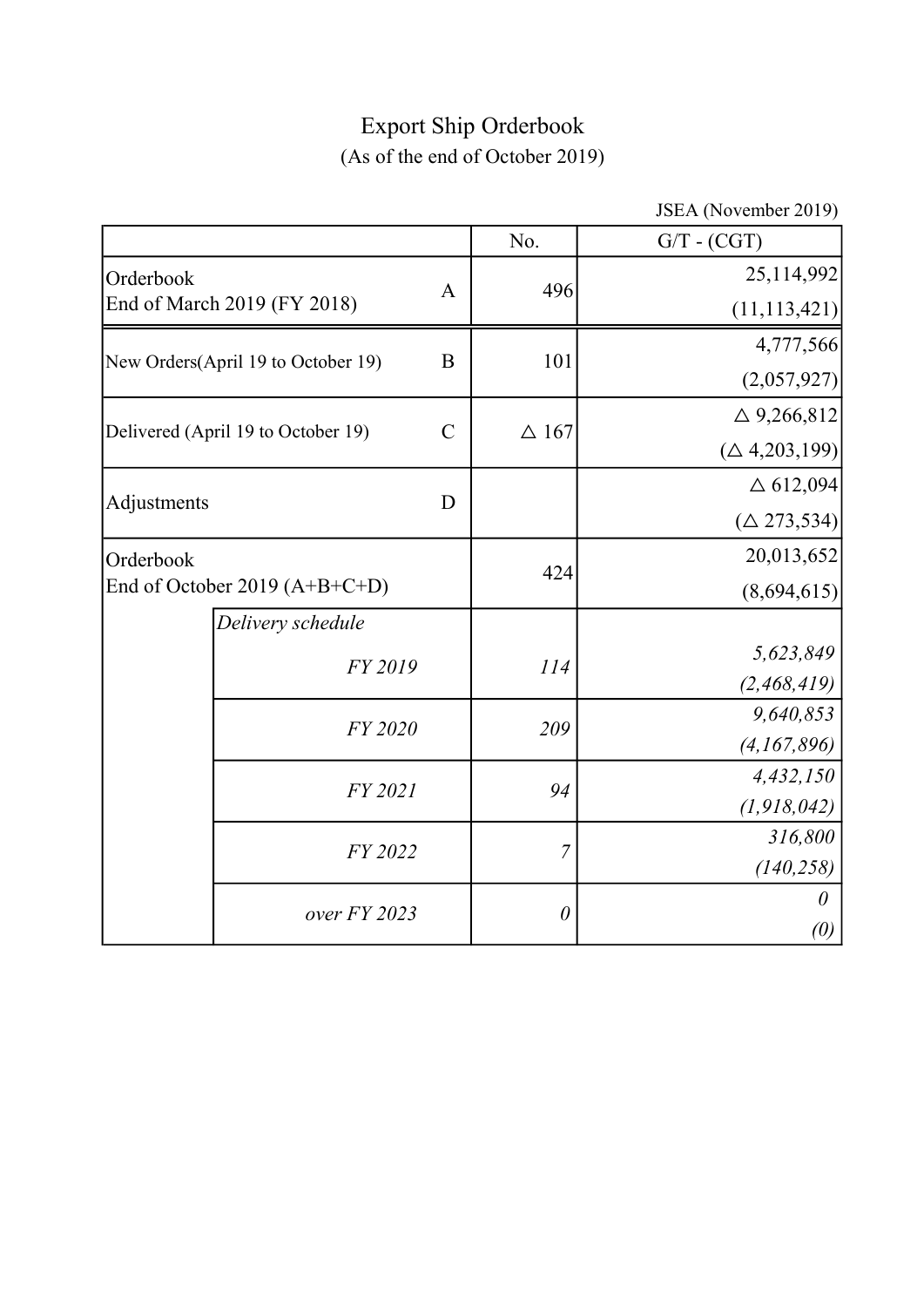# Export Ship Orderbook

(As of the end of October 2019)

JSEA (November 2019)

| | | No. | G/T - (CGT) |
|---|---|---|---|
| Orderbook<br>End of March 2019 (FY 2018) | A | 496 | 25,114,992<br>(11,113,421) |
| New Orders(April 19 to October 19) | B | 101 | 4,777,566<br>(2,057,927) |
| Delivered (April 19 to October 19) | C | △ 167 | △ 9,266,812<br>(△ 4,203,199) |
| Adjustments | D | | △ 612,094<br>(△ 273,534) |
| Orderbook<br>End of October 2019 (A+B+C+D) | | 424 | 20,013,652<br>(8,694,615) |
| | *Delivery schedule*<br>*FY 2019* | *114* | *5,623,849*<br>*(2,468,419)* |
| | *FY 2020* | *209* | *9,640,853*<br>*(4,167,896)* |
| | *FY 2021* | *94* | *4,432,150*<br>*(1,918,042)* |
| | *FY 2022* | *7* | *316,800*<br>*(140,258)* |
| | *over FY 2023* | *0* | *0*<br>*(0)* |